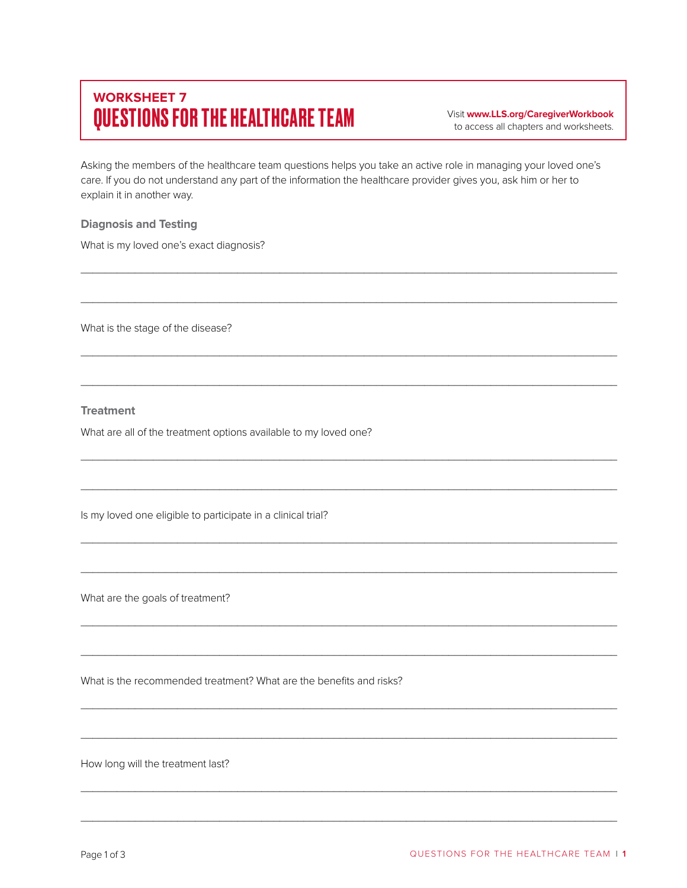**WORKSHEET 7**

# QUESTIONS FOR THE HEALTHCARE TEAM

Visit **www.LLS.org/CaregiverWorkbook** to access all chapters and worksheets.

Asking the members of the healthcare team questions helps you take an active role in managing your loved one's care. If you do not understand any part of the information the healthcare provider gives you, ask him or her to explain it in another way.

## Diagnosis and Testing

What is my loved one's exact diagnosis?

______________________________________________________________________________

______________________________________________________________________________

What is the stage of the disease?

______________________________________________________________________________

______________________________________________________________________________

## Treatment

What are all of the treatment options available to my loved one?

______________________________________________________________________________

______________________________________________________________________________

Is my loved one eligible to participate in a clinical trial?

______________________________________________________________________________

______________________________________________________________________________

What are the goals of treatment?

______________________________________________________________________________

______________________________________________________________________________

What is the recommended treatment? What are the benefits and risks?

______________________________________________________________________________

______________________________________________________________________________

How long will the treatment last?

______________________________________________________________________________

______________________________________________________________________________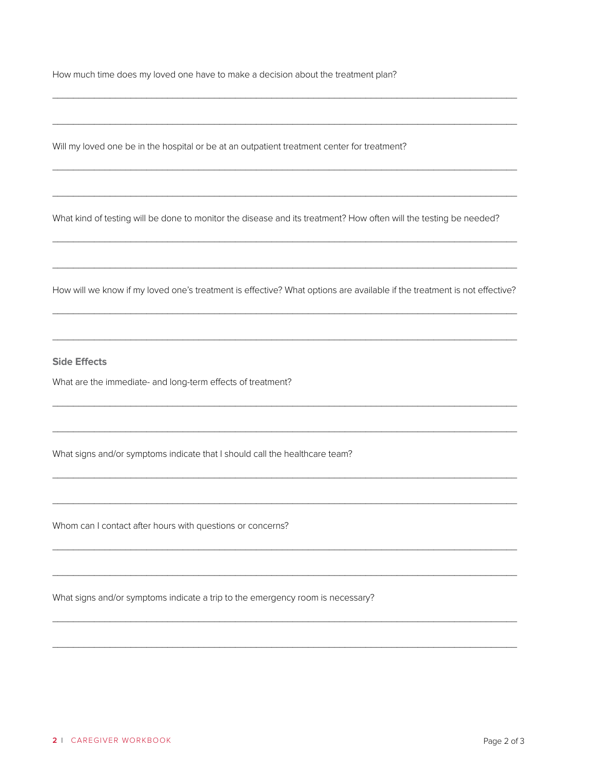How much time does my loved one have to make a decision about the treatment plan?

______________________________________________________________________________

______________________________________________________________________________

Will my loved one be in the hospital or be at an outpatient treatment center for treatment?

______________________________________________________________________________

______________________________________________________________________________

What kind of testing will be done to monitor the disease and its treatment? How often will the testing be needed?

______________________________________________________________________________

______________________________________________________________________________

How will we know if my loved one's treatment is effective? What options are available if the treatment is not effective?

______________________________________________________________________________

______________________________________________________________________________

### Side Effects

What are the immediate- and long-term effects of treatment?

______________________________________________________________________________

______________________________________________________________________________

What signs and/or symptoms indicate that I should call the healthcare team?

______________________________________________________________________________

______________________________________________________________________________

Whom can I contact after hours with questions or concerns?

______________________________________________________________________________

______________________________________________________________________________

What signs and/or symptoms indicate a trip to the emergency room is necessary?

______________________________________________________________________________

______________________________________________________________________________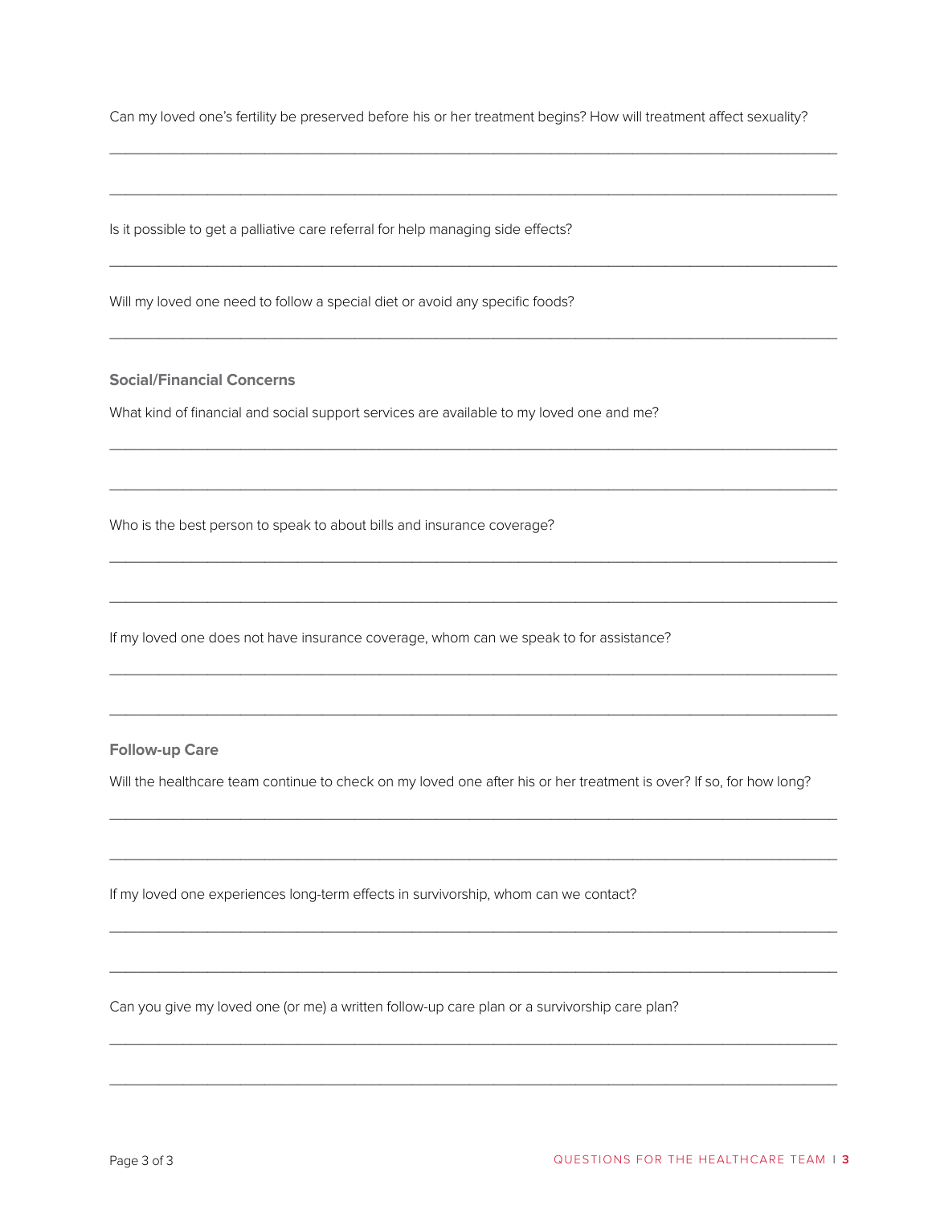Can my loved one's fertility be preserved before his or her treatment begins? How will treatment affect sexuality?

Is it possible to get a palliative care referral for help managing side effects?

Will my loved one need to follow a special diet or avoid any specific foods?

### Social/Financial Concerns

What kind of financial and social support services are available to my loved one and me?

Who is the best person to speak to about bills and insurance coverage?

If my loved one does not have insurance coverage, whom can we speak to for assistance?

### Follow-up Care

Will the healthcare team continue to check on my loved one after his or her treatment is over? If so, for how long?

If my loved one experiences long-term effects in survivorship, whom can we contact?

Can you give my loved one (or me) a written follow-up care plan or a survivorship care plan?